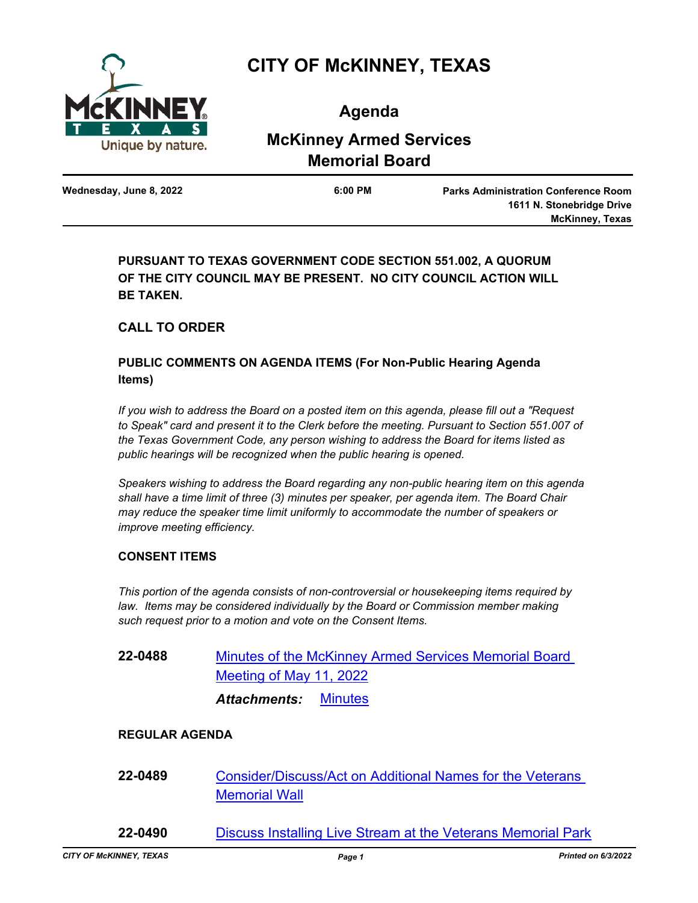# CITY OF McKINNEY, TEXAS

## Agenda

## McKinney Armed Services Memorial Board

**Wednesday, June 8, 2022** | **6:00 PM** | **Parks Administration Conference Room, 1611 N. Stonebridge Drive, McKinney, Texas**

**PURSUANT TO TEXAS GOVERNMENT CODE SECTION 551.002, A QUORUM OF THE CITY COUNCIL MAY BE PRESENT. NO CITY COUNCIL ACTION WILL BE TAKEN.**

### CALL TO ORDER

### PUBLIC COMMENTS ON AGENDA ITEMS (For Non-Public Hearing Agenda Items)

*If you wish to address the Board on a posted item on this agenda, please fill out a "Request to Speak" card and present it to the Clerk before the meeting. Pursuant to Section 551.007 of the Texas Government Code, any person wishing to address the Board for items listed as public hearings will be recognized when the public hearing is opened.*

*Speakers wishing to address the Board regarding any non-public hearing item on this agenda shall have a time limit of three (3) minutes per speaker, per agenda item. The Board Chair may reduce the speaker time limit uniformly to accommodate the number of speakers or improve meeting efficiency.*

### CONSENT ITEMS

*This portion of the agenda consists of non-controversial or housekeeping items required by law. Items may be considered individually by the Board or Commission member making such request prior to a motion and vote on the Consent Items.*

**22-0488** Minutes of the McKinney Armed Services Memorial Board Meeting of May 11, 2022

***Attachments:*** Minutes

### REGULAR AGENDA

**22-0489** Consider/Discuss/Act on Additional Names for the Veterans Memorial Wall

**22-0490** Discuss Installing Live Stream at the Veterans Memorial Park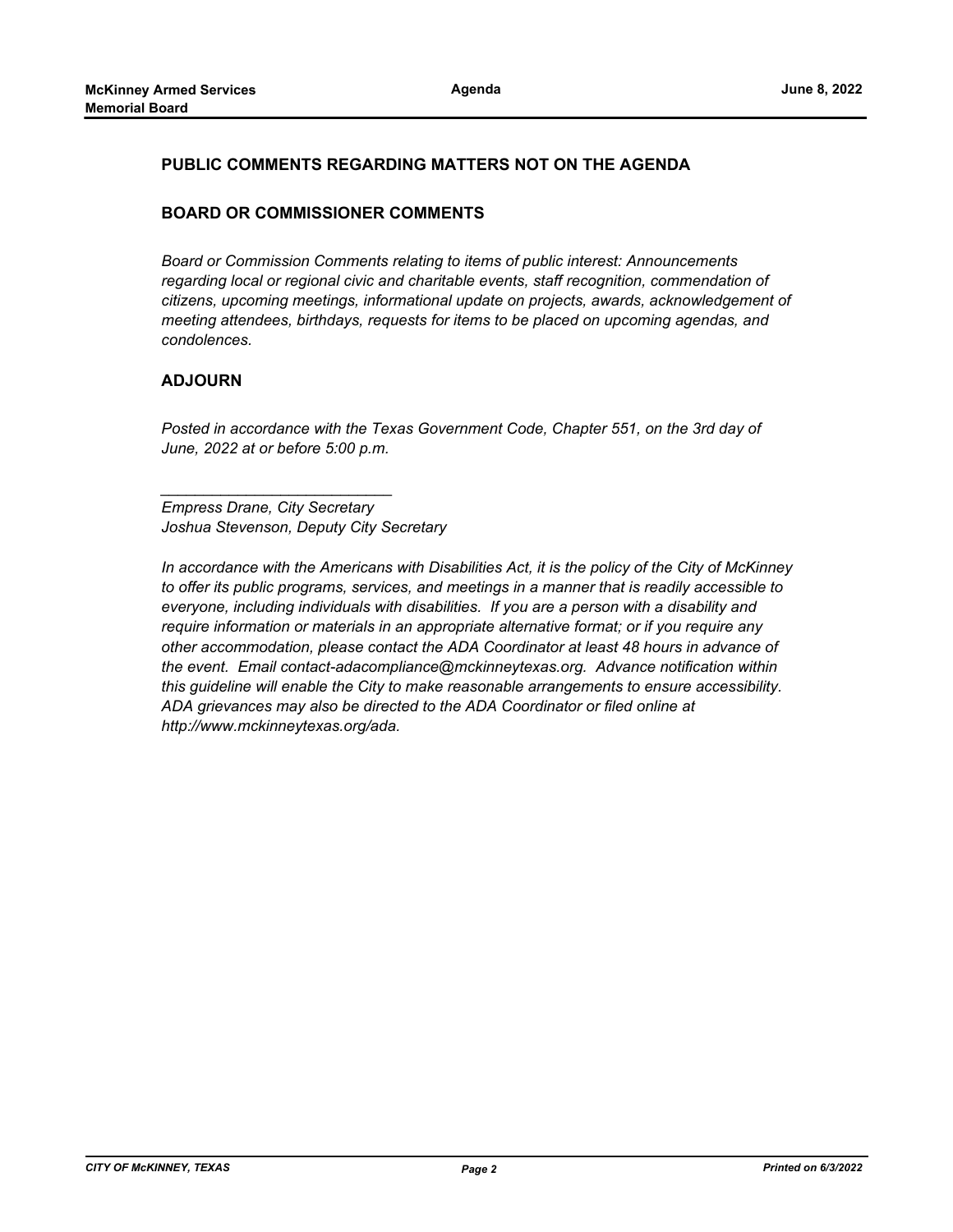## PUBLIC COMMENTS REGARDING MATTERS NOT ON THE AGENDA

## BOARD OR COMMISSIONER COMMENTS

*Board or Commission Comments relating to items of public interest: Announcements regarding local or regional civic and charitable events, staff recognition, commendation of citizens, upcoming meetings, informational update on projects, awards, acknowledgement of meeting attendees, birthdays, requests for items to be placed on upcoming agendas, and condolences.*

## ADJOURN

*Posted in accordance with the Texas Government Code, Chapter 551, on the 3rd day of June, 2022 at or before 5:00 p.m.*

___________________________

*Empress Drane, City Secretary*
*Joshua Stevenson, Deputy City Secretary*

*In accordance with the Americans with Disabilities Act, it is the policy of the City of McKinney to offer its public programs, services, and meetings in a manner that is readily accessible to everyone, including individuals with disabilities. If you are a person with a disability and require information or materials in an appropriate alternative format; or if you require any other accommodation, please contact the ADA Coordinator at least 48 hours in advance of the event. Email contact-adacompliance@mckinneytexas.org. Advance notification within this guideline will enable the City to make reasonable arrangements to ensure accessibility. ADA grievances may also be directed to the ADA Coordinator or filed online at http://www.mckinneytexas.org/ada.*